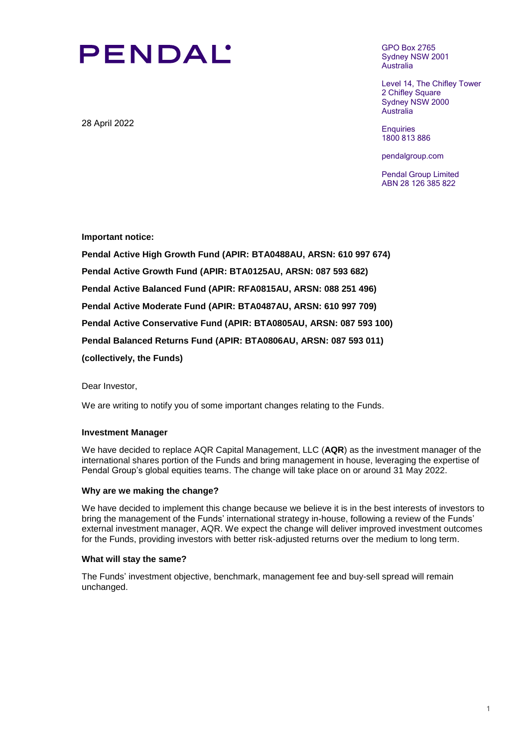# PENDAL

GPO Box 2765
Sydney NSW 2001
Australia

Level 14, The Chifley Tower
2 Chifley Square
Sydney NSW 2000
Australia

Enquiries
1800 813 886

pendalgroup.com

Pendal Group Limited
ABN 28 126 385 822

28 April 2022

**Important notice:**

**Pendal Active High Growth Fund (APIR: BTA0488AU, ARSN: 610 997 674)**

**Pendal Active Growth Fund (APIR: BTA0125AU, ARSN: 087 593 682)**

**Pendal Active Balanced Fund (APIR: RFA0815AU, ARSN: 088 251 496)**

**Pendal Active Moderate Fund (APIR: BTA0487AU, ARSN: 610 997 709)**

**Pendal Active Conservative Fund (APIR: BTA0805AU, ARSN: 087 593 100)**

**Pendal Balanced Returns Fund (APIR: BTA0806AU, ARSN: 087 593 011)**

**(collectively, the Funds)**

Dear Investor,

We are writing to notify you of some important changes relating to the Funds.

### Investment Manager

We have decided to replace AQR Capital Management, LLC (**AQR**) as the investment manager of the international shares portion of the Funds and bring management in house, leveraging the expertise of Pendal Group's global equities teams. The change will take place on or around 31 May 2022.

### Why are we making the change?

We have decided to implement this change because we believe it is in the best interests of investors to bring the management of the Funds' international strategy in-house, following a review of the Funds' external investment manager, AQR. We expect the change will deliver improved investment outcomes for the Funds, providing investors with better risk-adjusted returns over the medium to long term.

### What will stay the same?

The Funds' investment objective, benchmark, management fee and buy-sell spread will remain unchanged.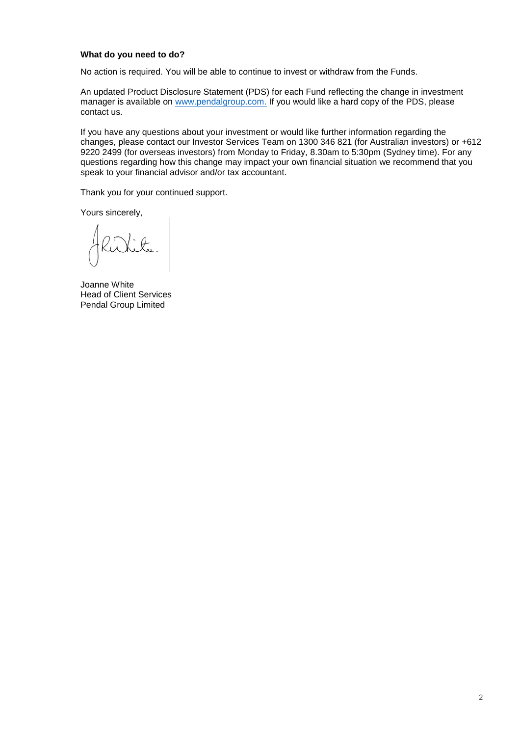**What do you need to do?**

No action is required. You will be able to continue to invest or withdraw from the Funds.

An updated Product Disclosure Statement (PDS) for each Fund reflecting the change in investment manager is available on [www.pendalgroup.com.](http://www.pendalgroup.com) If you would like a hard copy of the PDS, please contact us.

If you have any questions about your investment or would like further information regarding the changes, please contact our Investor Services Team on 1300 346 821 (for Australian investors) or +612 9220 2499 (for overseas investors) from Monday to Friday, 8.30am to 5:30pm (Sydney time). For any questions regarding how this change may impact your own financial situation we recommend that you speak to your financial advisor and/or tax accountant.

Thank you for your continued support.

Yours sincerely,

Joanne White
Head of Client Services
Pendal Group Limited